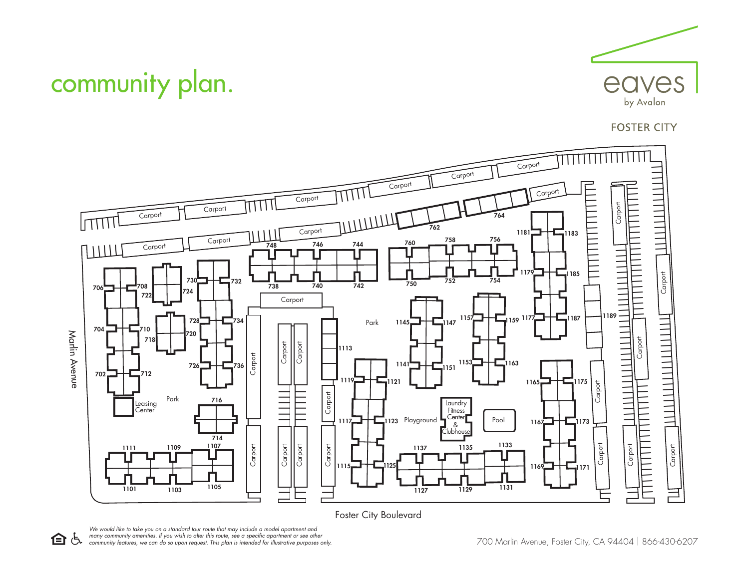# community plan.

eaves
by Avalon

FOSTER CITY

Carport

Carport

Carport

Carport

Carport

Carport

Carport

Carport

Carport

Carport

Carport

762

764

1181

1183

748

746

744

760

758

756

706

708

730

732

738

740

742

750

752

754

1179

1185

722

724

Carport

1189

728

734

1145

1147

1157

1159

1177

1187

704

710

720

Park

718

1113

Marlin Avenue

702

712

726

736

1141

1151

1153

1163

1119

1121

1165

1175

Park

Leasing Center

716

Laundry Fitness Center & Clubhouse

Pool

1117

1123

Playground

1167

1173

714

1111

1109

1107

1137

1135

1133

1115

1125

1169

1171

1101

1103

1105

1127

1129

1131

Foster City Boulevard

*We would like to take you on a standard tour route that may include a model apartment and many community amenities. If you wish to alter this route, see a specific apartment or see other community features, we can do so upon request. This plan is intended for illustrative purposes only.*

700 Marlin Avenue, Foster City, CA 94404 | 866-430-6207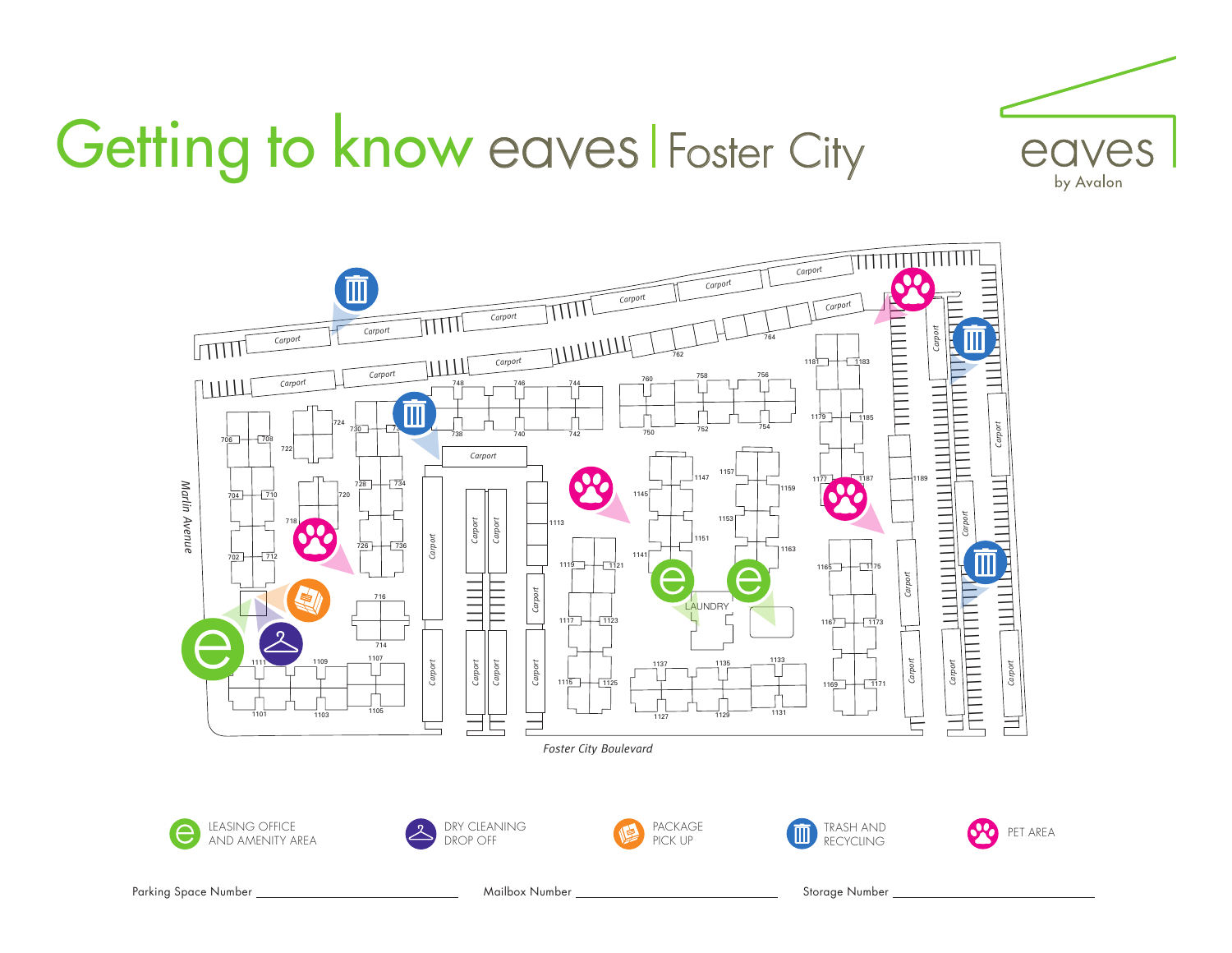# Getting to know eaves | Foster City

eaves
by Avalon

Marlin Avenue

Foster City Boulevard

Carport

LAUNDRY

706 708 704 710 702 712 722 724 720 718 730 728 734 726 736 716 714 738 740 742 748 746 744 760 758 756 750 752 754 762 764 1181 1183 1179 1185 1177 1187 1189 1145 1147 1157 1159 1153 1151 1141 1163 1113 1119 1121 1117 1123 1115 1125 1111 1109 1107 1101 1103 1105 1137 1135 1133 1127 1129 1131 1165 1175 1167 1173 1169 1171

LEASING OFFICE AND AMENITY AREA

DRY CLEANING DROP OFF

PACKAGE PICK UP

TRASH AND RECYCLING

PET AREA

Parking Space Number ______________________

Mailbox Number ______________________

Storage Number ______________________